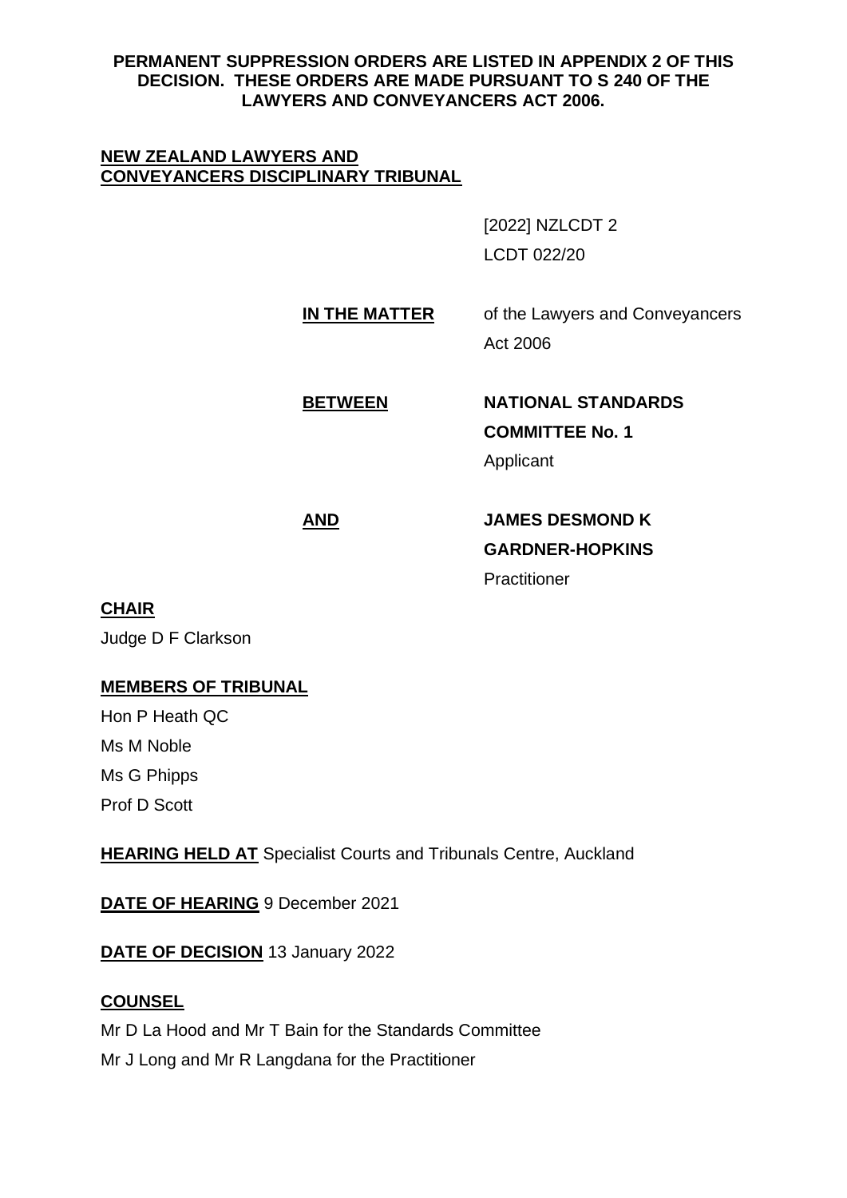**PERMANENT SUPPRESSION ORDERS ARE LISTED IN APPENDIX 2 OF THIS DECISION. THESE ORDERS ARE MADE PURSUANT TO S 240 OF THE LAWYERS AND CONVEYANCERS ACT 2006.**

**NEW ZEALAND LAWYERS AND CONVEYANCERS DISCIPLINARY TRIBUNAL**

[2022] NZLCDT 2

LCDT 022/20

**IN THE MATTER** of the Lawyers and Conveyancers Act 2006

**BETWEEN** **NATIONAL STANDARDS COMMITTEE No. 1**
Applicant

**AND** **JAMES DESMOND K GARDNER-HOPKINS**
Practitioner

**CHAIR**

Judge D F Clarkson

**MEMBERS OF TRIBUNAL**

Hon P Heath QC

Ms M Noble

Ms G Phipps

Prof D Scott

**HEARING HELD AT** Specialist Courts and Tribunals Centre, Auckland

**DATE OF HEARING** 9 December 2021

**DATE OF DECISION** 13 January 2022

**COUNSEL**

Mr D La Hood and Mr T Bain for the Standards Committee

Mr J Long and Mr R Langdana for the Practitioner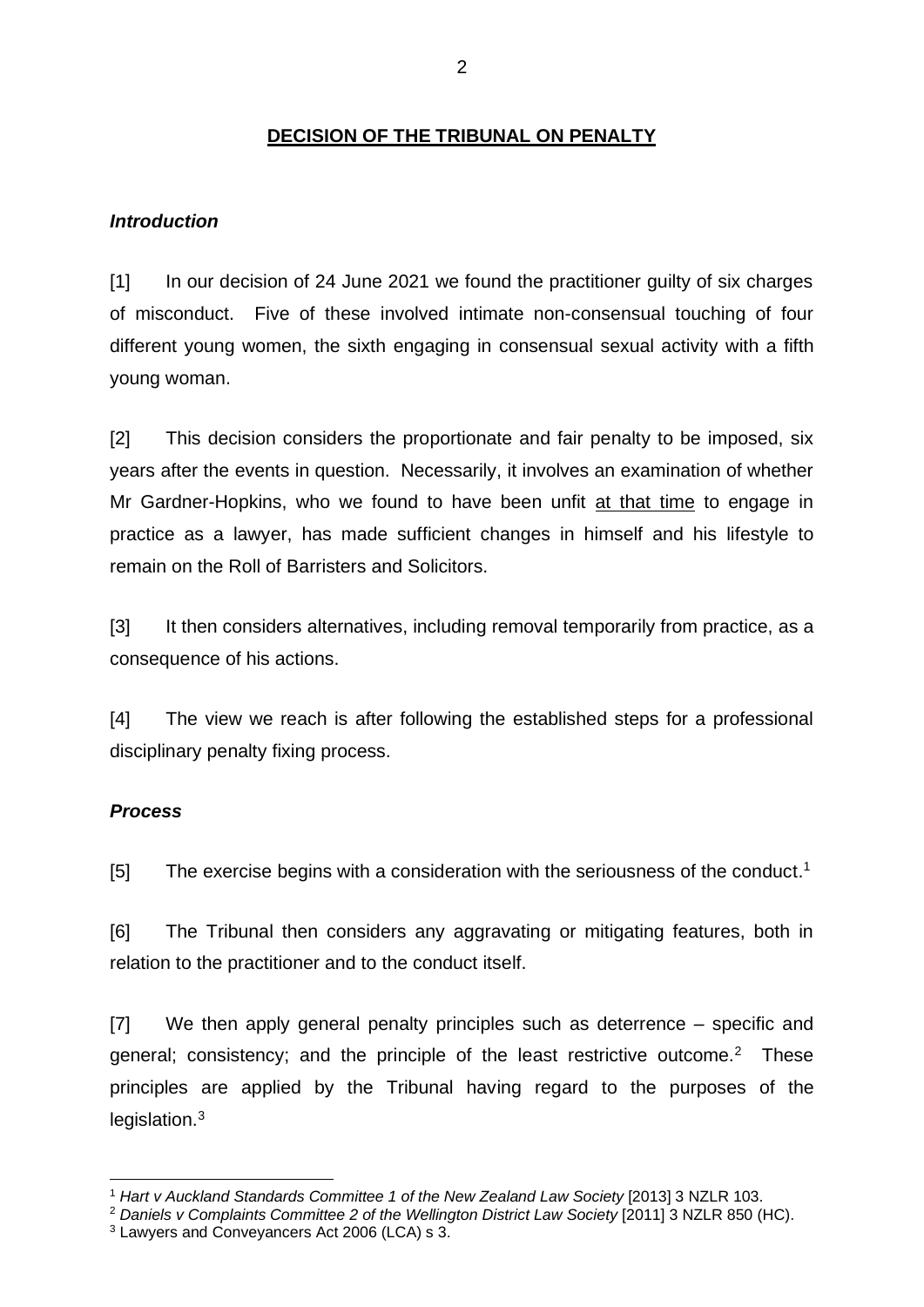## DECISION OF THE TRIBUNAL ON PENALTY

### *Introduction*

[1] In our decision of 24 June 2021 we found the practitioner guilty of six charges of misconduct. Five of these involved intimate non-consensual touching of four different young women, the sixth engaging in consensual sexual activity with a fifth young woman.

[2] This decision considers the proportionate and fair penalty to be imposed, six years after the events in question. Necessarily, it involves an examination of whether Mr Gardner-Hopkins, who we found to have been unfit <u>at that time</u> to engage in practice as a lawyer, has made sufficient changes in himself and his lifestyle to remain on the Roll of Barristers and Solicitors.

[3] It then considers alternatives, including removal temporarily from practice, as a consequence of his actions.

[4] The view we reach is after following the established steps for a professional disciplinary penalty fixing process.

### *Process*

[5] The exercise begins with a consideration with the seriousness of the conduct.[1]

[6] The Tribunal then considers any aggravating or mitigating features, both in relation to the practitioner and to the conduct itself.

[7] We then apply general penalty principles such as deterrence – specific and general; consistency; and the principle of the least restrictive outcome.[2] These principles are applied by the Tribunal having regard to the purposes of the legislation.[3]

---

[1] *Hart v Auckland Standards Committee 1 of the New Zealand Law Society* [2013] 3 NZLR 103.

[2] *Daniels v Complaints Committee 2 of the Wellington District Law Society* [2011] 3 NZLR 850 (HC).

[3] Lawyers and Conveyancers Act 2006 (LCA) s 3.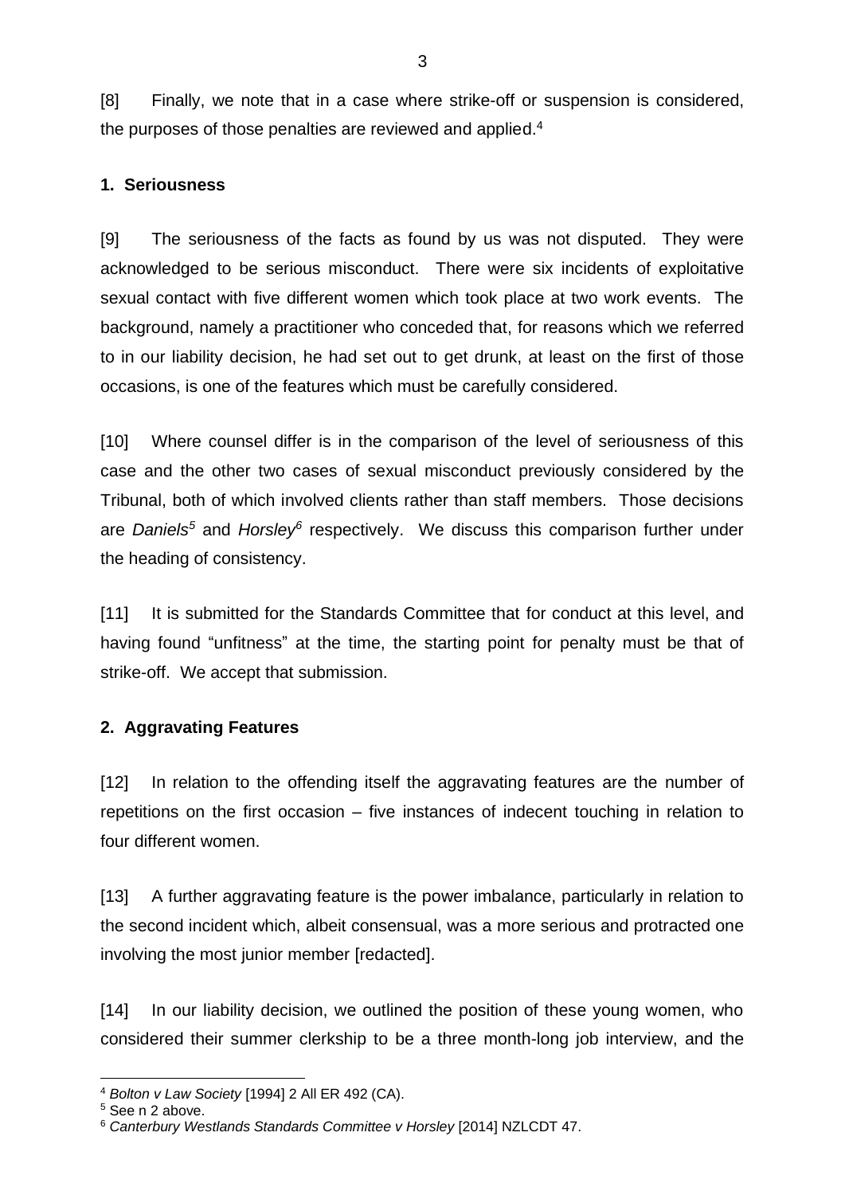[8] Finally, we note that in a case where strike-off or suspension is considered, the purposes of those penalties are reviewed and applied.[4]

**1. Seriousness**

[9] The seriousness of the facts as found by us was not disputed. They were acknowledged to be serious misconduct. There were six incidents of exploitative sexual contact with five different women which took place at two work events. The background, namely a practitioner who conceded that, for reasons which we referred to in our liability decision, he had set out to get drunk, at least on the first of those occasions, is one of the features which must be carefully considered.

[10] Where counsel differ is in the comparison of the level of seriousness of this case and the other two cases of sexual misconduct previously considered by the Tribunal, both of which involved clients rather than staff members. Those decisions are *Daniels*[5] and *Horsley*[6] respectively. We discuss this comparison further under the heading of consistency.

[11] It is submitted for the Standards Committee that for conduct at this level, and having found "unfitness" at the time, the starting point for penalty must be that of strike-off. We accept that submission.

**2. Aggravating Features**

[12] In relation to the offending itself the aggravating features are the number of repetitions on the first occasion – five instances of indecent touching in relation to four different women.

[13] A further aggravating feature is the power imbalance, particularly in relation to the second incident which, albeit consensual, was a more serious and protracted one involving the most junior member [redacted].

[14] In our liability decision, we outlined the position of these young women, who considered their summer clerkship to be a three month-long job interview, and the

[4] *Bolton v Law Society* [1994] 2 All ER 492 (CA).

[5] See n 2 above.

[6] *Canterbury Westlands Standards Committee v Horsley* [2014] NZLCDT 47.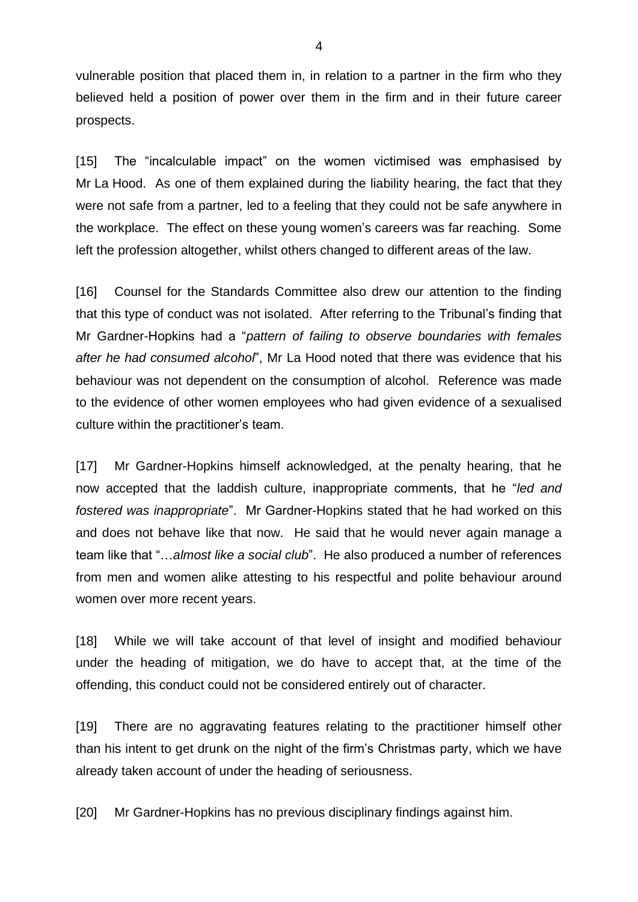vulnerable position that placed them in, in relation to a partner in the firm who they believed held a position of power over them in the firm and in their future career prospects.

[15] The "incalculable impact" on the women victimised was emphasised by Mr La Hood. As one of them explained during the liability hearing, the fact that they were not safe from a partner, led to a feeling that they could not be safe anywhere in the workplace. The effect on these young women's careers was far reaching. Some left the profession altogether, whilst others changed to different areas of the law.

[16] Counsel for the Standards Committee also drew our attention to the finding that this type of conduct was not isolated. After referring to the Tribunal's finding that Mr Gardner-Hopkins had a "*pattern of failing to observe boundaries with females after he had consumed alcohol*", Mr La Hood noted that there was evidence that his behaviour was not dependent on the consumption of alcohol. Reference was made to the evidence of other women employees who had given evidence of a sexualised culture within the practitioner's team.

[17] Mr Gardner-Hopkins himself acknowledged, at the penalty hearing, that he now accepted that the laddish culture, inappropriate comments, that he "*led and fostered was inappropriate*". Mr Gardner-Hopkins stated that he had worked on this and does not behave like that now. He said that he would never again manage a team like that "…*almost like a social club*". He also produced a number of references from men and women alike attesting to his respectful and polite behaviour around women over more recent years.

[18] While we will take account of that level of insight and modified behaviour under the heading of mitigation, we do have to accept that, at the time of the offending, this conduct could not be considered entirely out of character.

[19] There are no aggravating features relating to the practitioner himself other than his intent to get drunk on the night of the firm's Christmas party, which we have already taken account of under the heading of seriousness.

[20] Mr Gardner-Hopkins has no previous disciplinary findings against him.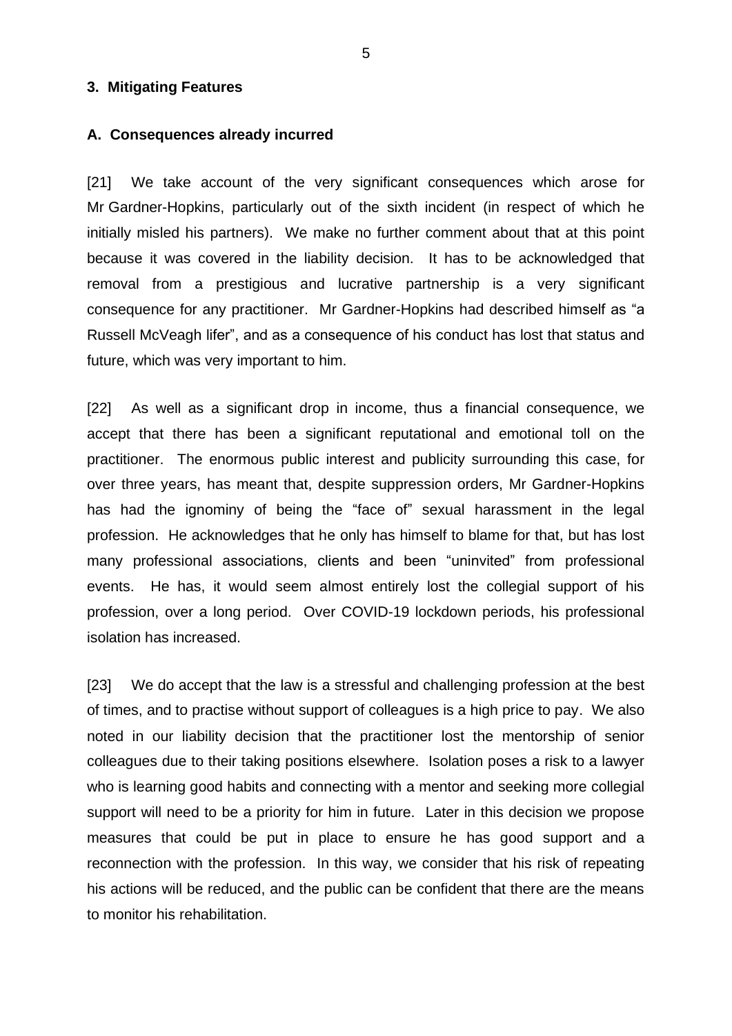### 3. Mitigating Features

#### A. Consequences already incurred

[21] We take account of the very significant consequences which arose for Mr Gardner-Hopkins, particularly out of the sixth incident (in respect of which he initially misled his partners). We make no further comment about that at this point because it was covered in the liability decision. It has to be acknowledged that removal from a prestigious and lucrative partnership is a very significant consequence for any practitioner. Mr Gardner-Hopkins had described himself as "a Russell McVeagh lifer", and as a consequence of his conduct has lost that status and future, which was very important to him.

[22] As well as a significant drop in income, thus a financial consequence, we accept that there has been a significant reputational and emotional toll on the practitioner. The enormous public interest and publicity surrounding this case, for over three years, has meant that, despite suppression orders, Mr Gardner-Hopkins has had the ignominy of being the "face of" sexual harassment in the legal profession. He acknowledges that he only has himself to blame for that, but has lost many professional associations, clients and been "uninvited" from professional events. He has, it would seem almost entirely lost the collegial support of his profession, over a long period. Over COVID-19 lockdown periods, his professional isolation has increased.

[23] We do accept that the law is a stressful and challenging profession at the best of times, and to practise without support of colleagues is a high price to pay. We also noted in our liability decision that the practitioner lost the mentorship of senior colleagues due to their taking positions elsewhere. Isolation poses a risk to a lawyer who is learning good habits and connecting with a mentor and seeking more collegial support will need to be a priority for him in future. Later in this decision we propose measures that could be put in place to ensure he has good support and a reconnection with the profession. In this way, we consider that his risk of repeating his actions will be reduced, and the public can be confident that there are the means to monitor his rehabilitation.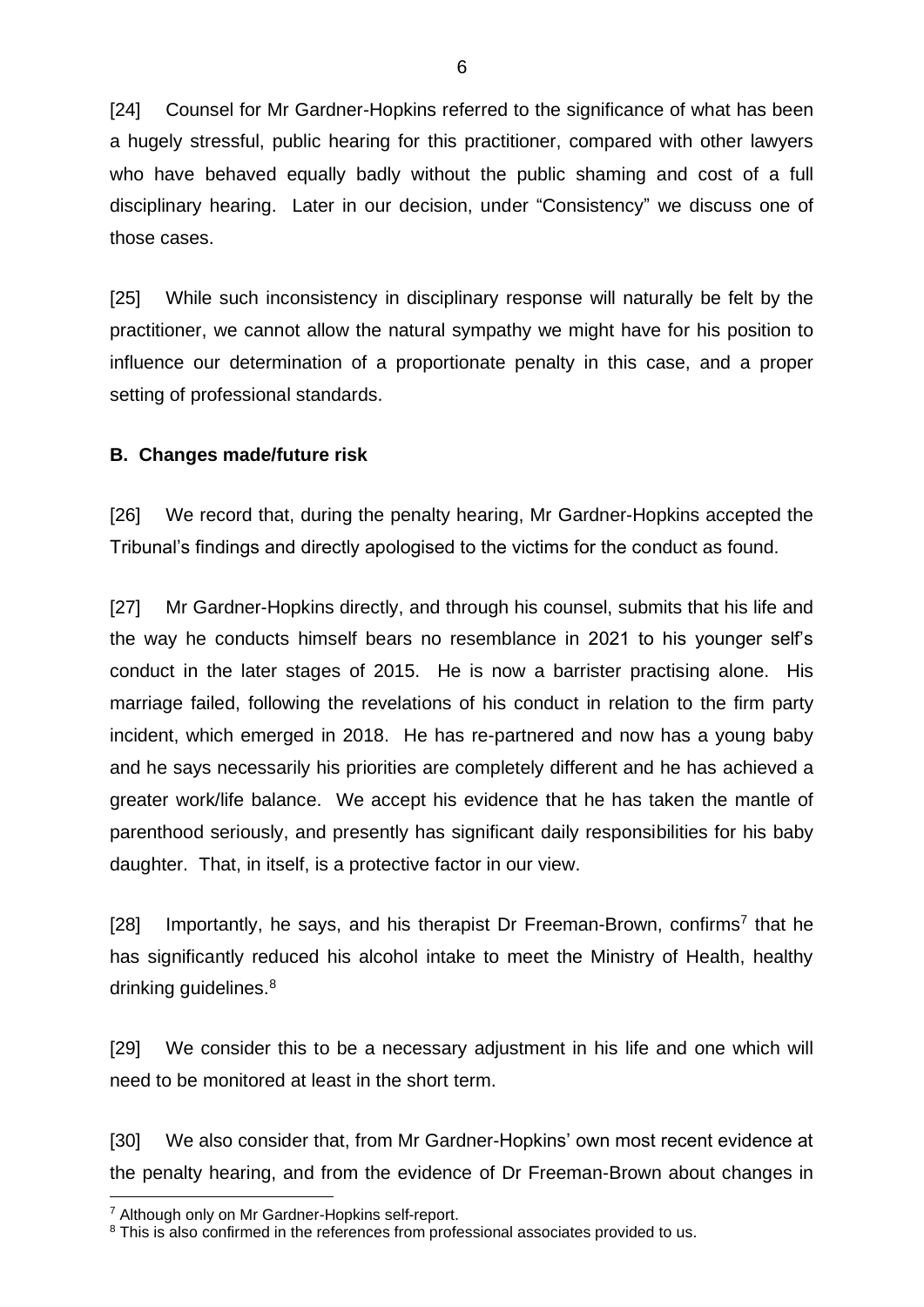[24] Counsel for Mr Gardner-Hopkins referred to the significance of what has been a hugely stressful, public hearing for this practitioner, compared with other lawyers who have behaved equally badly without the public shaming and cost of a full disciplinary hearing. Later in our decision, under "Consistency" we discuss one of those cases.

[25] While such inconsistency in disciplinary response will naturally be felt by the practitioner, we cannot allow the natural sympathy we might have for his position to influence our determination of a proportionate penalty in this case, and a proper setting of professional standards.

**B. Changes made/future risk**

[26] We record that, during the penalty hearing, Mr Gardner-Hopkins accepted the Tribunal's findings and directly apologised to the victims for the conduct as found.

[27] Mr Gardner-Hopkins directly, and through his counsel, submits that his life and the way he conducts himself bears no resemblance in 2021 to his younger self's conduct in the later stages of 2015. He is now a barrister practising alone. His marriage failed, following the revelations of his conduct in relation to the firm party incident, which emerged in 2018. He has re-partnered and now has a young baby and he says necessarily his priorities are completely different and he has achieved a greater work/life balance. We accept his evidence that he has taken the mantle of parenthood seriously, and presently has significant daily responsibilities for his baby daughter. That, in itself, is a protective factor in our view.

[28] Importantly, he says, and his therapist Dr Freeman-Brown, confirms[7] that he has significantly reduced his alcohol intake to meet the Ministry of Health, healthy drinking guidelines.[8]

[29] We consider this to be a necessary adjustment in his life and one which will need to be monitored at least in the short term.

[30] We also consider that, from Mr Gardner-Hopkins' own most recent evidence at the penalty hearing, and from the evidence of Dr Freeman-Brown about changes in

[7] Although only on Mr Gardner-Hopkins self-report.

[8] This is also confirmed in the references from professional associates provided to us.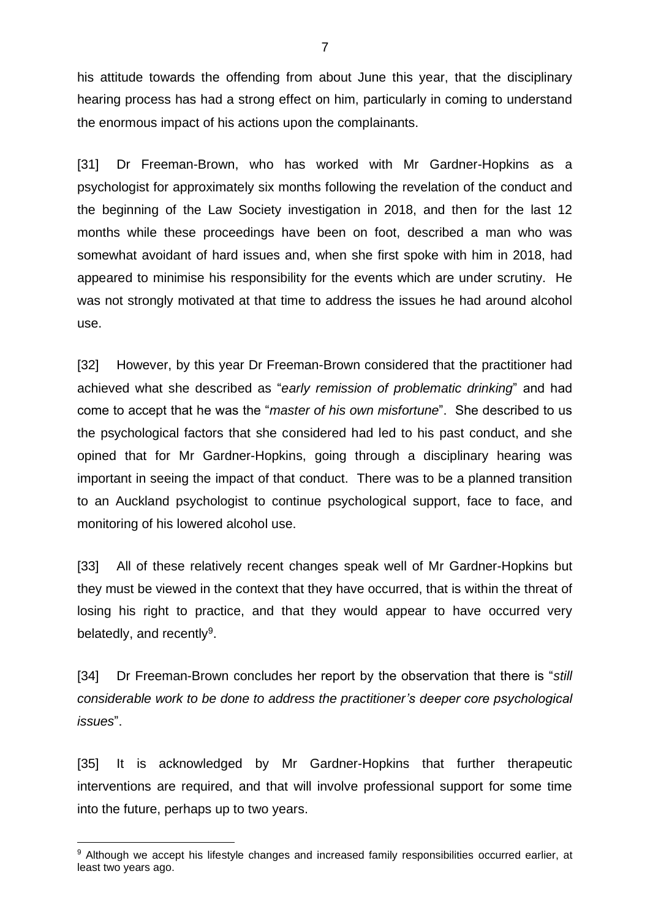his attitude towards the offending from about June this year, that the disciplinary hearing process has had a strong effect on him, particularly in coming to understand the enormous impact of his actions upon the complainants.

[31] Dr Freeman-Brown, who has worked with Mr Gardner-Hopkins as a psychologist for approximately six months following the revelation of the conduct and the beginning of the Law Society investigation in 2018, and then for the last 12 months while these proceedings have been on foot, described a man who was somewhat avoidant of hard issues and, when she first spoke with him in 2018, had appeared to minimise his responsibility for the events which are under scrutiny. He was not strongly motivated at that time to address the issues he had around alcohol use.

[32] However, by this year Dr Freeman-Brown considered that the practitioner had achieved what she described as "*early remission of problematic drinking*" and had come to accept that he was the "*master of his own misfortune*". She described to us the psychological factors that she considered had led to his past conduct, and she opined that for Mr Gardner-Hopkins, going through a disciplinary hearing was important in seeing the impact of that conduct. There was to be a planned transition to an Auckland psychologist to continue psychological support, face to face, and monitoring of his lowered alcohol use.

[33] All of these relatively recent changes speak well of Mr Gardner-Hopkins but they must be viewed in the context that they have occurred, that is within the threat of losing his right to practice, and that they would appear to have occurred very belatedly, and recently[9].

[34] Dr Freeman-Brown concludes her report by the observation that there is "*still considerable work to be done to address the practitioner's deeper core psychological issues*".

[35] It is acknowledged by Mr Gardner-Hopkins that further therapeutic interventions are required, and that will involve professional support for some time into the future, perhaps up to two years.

[9] Although we accept his lifestyle changes and increased family responsibilities occurred earlier, at least two years ago.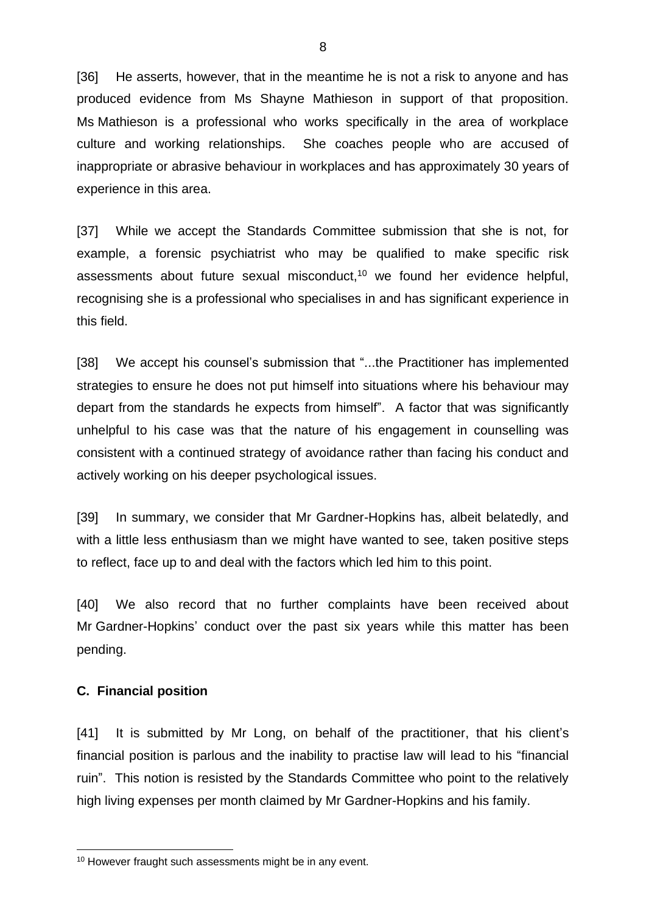[36] He asserts, however, that in the meantime he is not a risk to anyone and has produced evidence from Ms Shayne Mathieson in support of that proposition. Ms Mathieson is a professional who works specifically in the area of workplace culture and working relationships. She coaches people who are accused of inappropriate or abrasive behaviour in workplaces and has approximately 30 years of experience in this area.

[37] While we accept the Standards Committee submission that she is not, for example, a forensic psychiatrist who may be qualified to make specific risk assessments about future sexual misconduct,[10] we found her evidence helpful, recognising she is a professional who specialises in and has significant experience in this field.

[38] We accept his counsel's submission that "...the Practitioner has implemented strategies to ensure he does not put himself into situations where his behaviour may depart from the standards he expects from himself". A factor that was significantly unhelpful to his case was that the nature of his engagement in counselling was consistent with a continued strategy of avoidance rather than facing his conduct and actively working on his deeper psychological issues.

[39] In summary, we consider that Mr Gardner-Hopkins has, albeit belatedly, and with a little less enthusiasm than we might have wanted to see, taken positive steps to reflect, face up to and deal with the factors which led him to this point.

[40] We also record that no further complaints have been received about Mr Gardner-Hopkins' conduct over the past six years while this matter has been pending.

### C. Financial position

[41] It is submitted by Mr Long, on behalf of the practitioner, that his client's financial position is parlous and the inability to practise law will lead to his "financial ruin". This notion is resisted by the Standards Committee who point to the relatively high living expenses per month claimed by Mr Gardner-Hopkins and his family.

---

[10] However fraught such assessments might be in any event.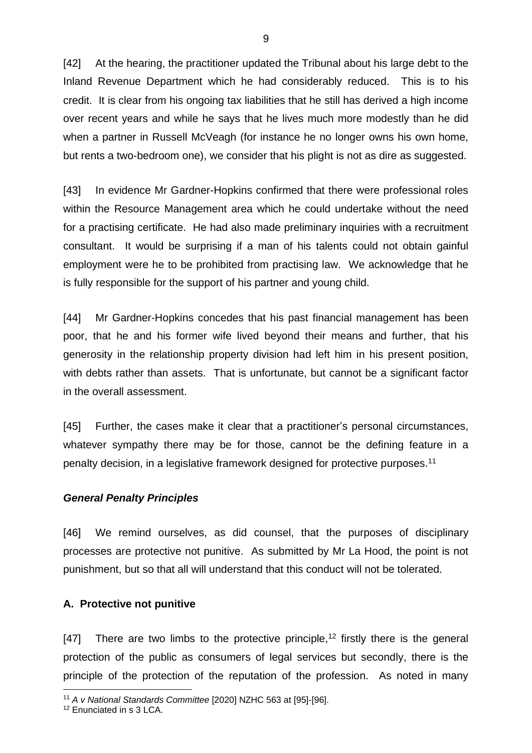[42] At the hearing, the practitioner updated the Tribunal about his large debt to the Inland Revenue Department which he had considerably reduced. This is to his credit. It is clear from his ongoing tax liabilities that he still has derived a high income over recent years and while he says that he lives much more modestly than he did when a partner in Russell McVeagh (for instance he no longer owns his own home, but rents a two-bedroom one), we consider that his plight is not as dire as suggested.

[43] In evidence Mr Gardner-Hopkins confirmed that there were professional roles within the Resource Management area which he could undertake without the need for a practising certificate. He had also made preliminary inquiries with a recruitment consultant. It would be surprising if a man of his talents could not obtain gainful employment were he to be prohibited from practising law. We acknowledge that he is fully responsible for the support of his partner and young child.

[44] Mr Gardner-Hopkins concedes that his past financial management has been poor, that he and his former wife lived beyond their means and further, that his generosity in the relationship property division had left him in his present position, with debts rather than assets. That is unfortunate, but cannot be a significant factor in the overall assessment.

[45] Further, the cases make it clear that a practitioner's personal circumstances, whatever sympathy there may be for those, cannot be the defining feature in a penalty decision, in a legislative framework designed for protective purposes.[11]

### *General Penalty Principles*

[46] We remind ourselves, as did counsel, that the purposes of disciplinary processes are protective not punitive. As submitted by Mr La Hood, the point is not punishment, but so that all will understand that this conduct will not be tolerated.

### A. Protective not punitive

[47] There are two limbs to the protective principle,[12] firstly there is the general protection of the public as consumers of legal services but secondly, there is the principle of the protection of the reputation of the profession. As noted in many

---

[11] *A v National Standards Committee* [2020] NZHC 563 at [95]-[96].

[12] Enunciated in s 3 LCA.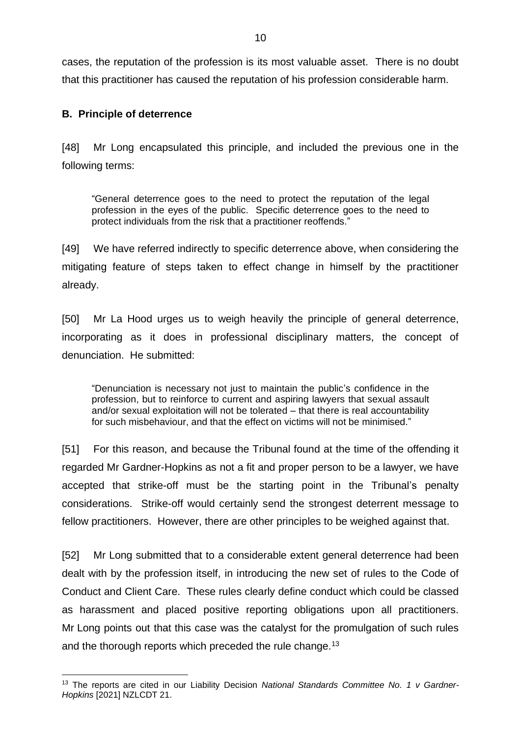cases, the reputation of the profession is its most valuable asset. There is no doubt that this practitioner has caused the reputation of his profession considerable harm.

**B. Principle of deterrence**

[48] Mr Long encapsulated this principle, and included the previous one in the following terms:

> "General deterrence goes to the need to protect the reputation of the legal profession in the eyes of the public. Specific deterrence goes to the need to protect individuals from the risk that a practitioner reoffends."

[49] We have referred indirectly to specific deterrence above, when considering the mitigating feature of steps taken to effect change in himself by the practitioner already.

[50] Mr La Hood urges us to weigh heavily the principle of general deterrence, incorporating as it does in professional disciplinary matters, the concept of denunciation. He submitted:

> "Denunciation is necessary not just to maintain the public's confidence in the profession, but to reinforce to current and aspiring lawyers that sexual assault and/or sexual exploitation will not be tolerated – that there is real accountability for such misbehaviour, and that the effect on victims will not be minimised."

[51] For this reason, and because the Tribunal found at the time of the offending it regarded Mr Gardner-Hopkins as not a fit and proper person to be a lawyer, we have accepted that strike-off must be the starting point in the Tribunal's penalty considerations. Strike-off would certainly send the strongest deterrent message to fellow practitioners. However, there are other principles to be weighed against that.

[52] Mr Long submitted that to a considerable extent general deterrence had been dealt with by the profession itself, in introducing the new set of rules to the Code of Conduct and Client Care. These rules clearly define conduct which could be classed as harassment and placed positive reporting obligations upon all practitioners. Mr Long points out that this case was the catalyst for the promulgation of such rules and the thorough reports which preceded the rule change.[13]

---

[13] The reports are cited in our Liability Decision *National Standards Committee No. 1 v Gardner-Hopkins* [2021] NZLCDT 21.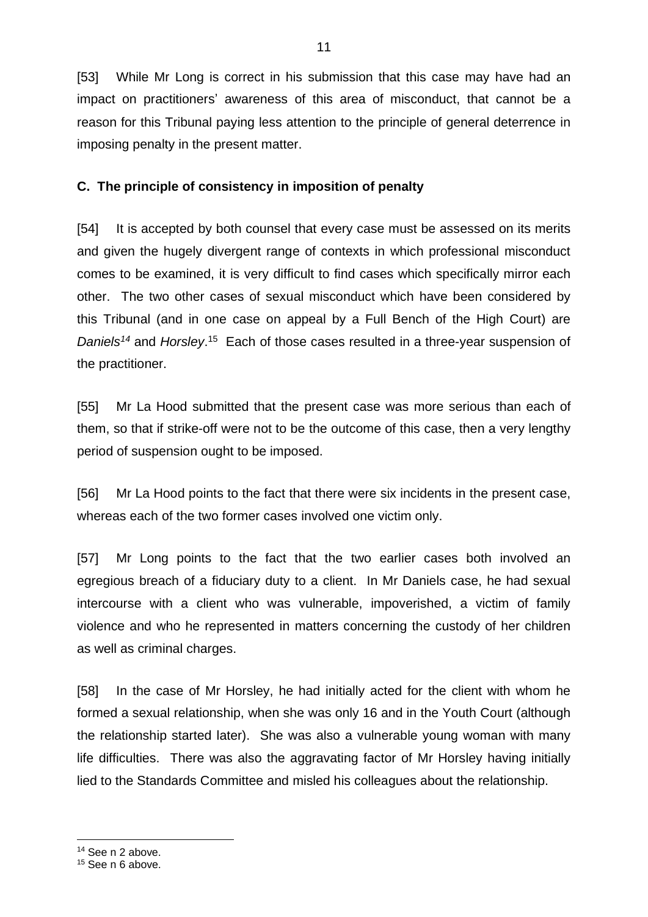[53] While Mr Long is correct in his submission that this case may have had an impact on practitioners' awareness of this area of misconduct, that cannot be a reason for this Tribunal paying less attention to the principle of general deterrence in imposing penalty in the present matter.

**C. The principle of consistency in imposition of penalty**

[54] It is accepted by both counsel that every case must be assessed on its merits and given the hugely divergent range of contexts in which professional misconduct comes to be examined, it is very difficult to find cases which specifically mirror each other. The two other cases of sexual misconduct which have been considered by this Tribunal (and in one case on appeal by a Full Bench of the High Court) are *Daniels*[14] and *Horsley*.[15] Each of those cases resulted in a three-year suspension of the practitioner.

[55] Mr La Hood submitted that the present case was more serious than each of them, so that if strike-off were not to be the outcome of this case, then a very lengthy period of suspension ought to be imposed.

[56] Mr La Hood points to the fact that there were six incidents in the present case, whereas each of the two former cases involved one victim only.

[57] Mr Long points to the fact that the two earlier cases both involved an egregious breach of a fiduciary duty to a client. In Mr Daniels case, he had sexual intercourse with a client who was vulnerable, impoverished, a victim of family violence and who he represented in matters concerning the custody of her children as well as criminal charges.

[58] In the case of Mr Horsley, he had initially acted for the client with whom he formed a sexual relationship, when she was only 16 and in the Youth Court (although the relationship started later). She was also a vulnerable young woman with many life difficulties. There was also the aggravating factor of Mr Horsley having initially lied to the Standards Committee and misled his colleagues about the relationship.

---

[14] See n 2 above.

[15] See n 6 above.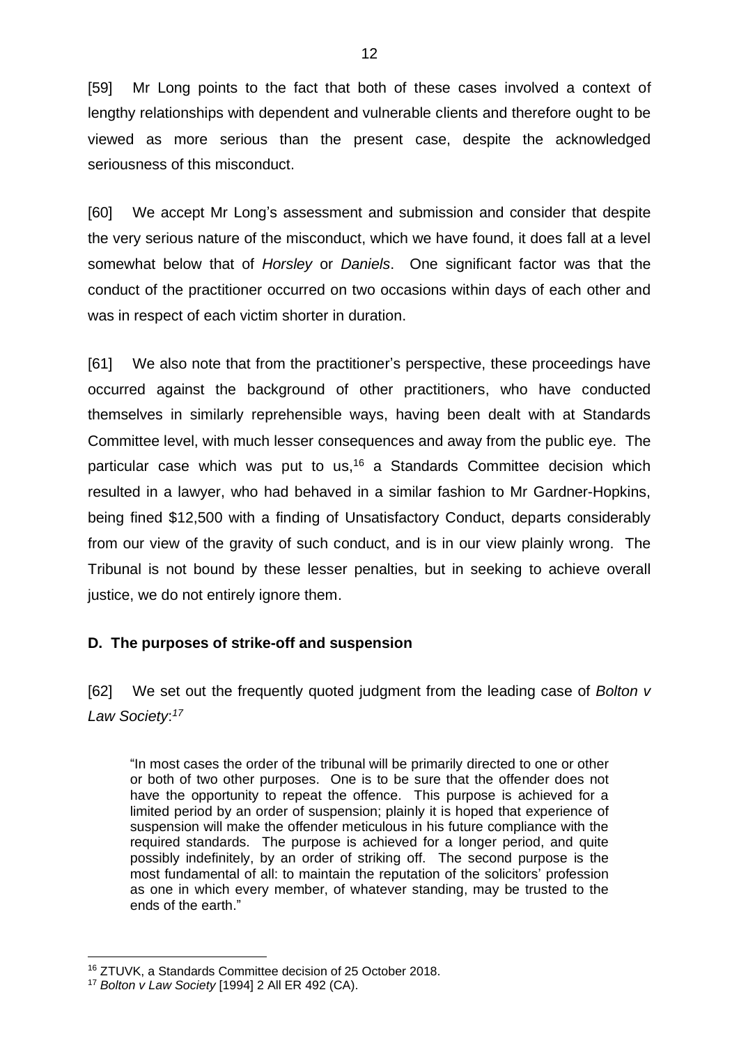[59] Mr Long points to the fact that both of these cases involved a context of lengthy relationships with dependent and vulnerable clients and therefore ought to be viewed as more serious than the present case, despite the acknowledged seriousness of this misconduct.

[60] We accept Mr Long's assessment and submission and consider that despite the very serious nature of the misconduct, which we have found, it does fall at a level somewhat below that of *Horsley* or *Daniels*. One significant factor was that the conduct of the practitioner occurred on two occasions within days of each other and was in respect of each victim shorter in duration.

[61] We also note that from the practitioner's perspective, these proceedings have occurred against the background of other practitioners, who have conducted themselves in similarly reprehensible ways, having been dealt with at Standards Committee level, with much lesser consequences and away from the public eye. The particular case which was put to us,[16] a Standards Committee decision which resulted in a lawyer, who had behaved in a similar fashion to Mr Gardner-Hopkins, being fined $12,500 with a finding of Unsatisfactory Conduct, departs considerably from our view of the gravity of such conduct, and is in our view plainly wrong. The Tribunal is not bound by these lesser penalties, but in seeking to achieve overall justice, we do not entirely ignore them.

## D. The purposes of strike-off and suspension

[62] We set out the frequently quoted judgment from the leading case of *Bolton v Law Society*:[17]

> "In most cases the order of the tribunal will be primarily directed to one or other or both of two other purposes. One is to be sure that the offender does not have the opportunity to repeat the offence. This purpose is achieved for a limited period by an order of suspension; plainly it is hoped that experience of suspension will make the offender meticulous in his future compliance with the required standards. The purpose is achieved for a longer period, and quite possibly indefinitely, by an order of striking off. The second purpose is the most fundamental of all: to maintain the reputation of the solicitors' profession as one in which every member, of whatever standing, may be trusted to the ends of the earth."

---

[16] ZTUVK, a Standards Committee decision of 25 October 2018.

[17] *Bolton v Law Society* [1994] 2 All ER 492 (CA).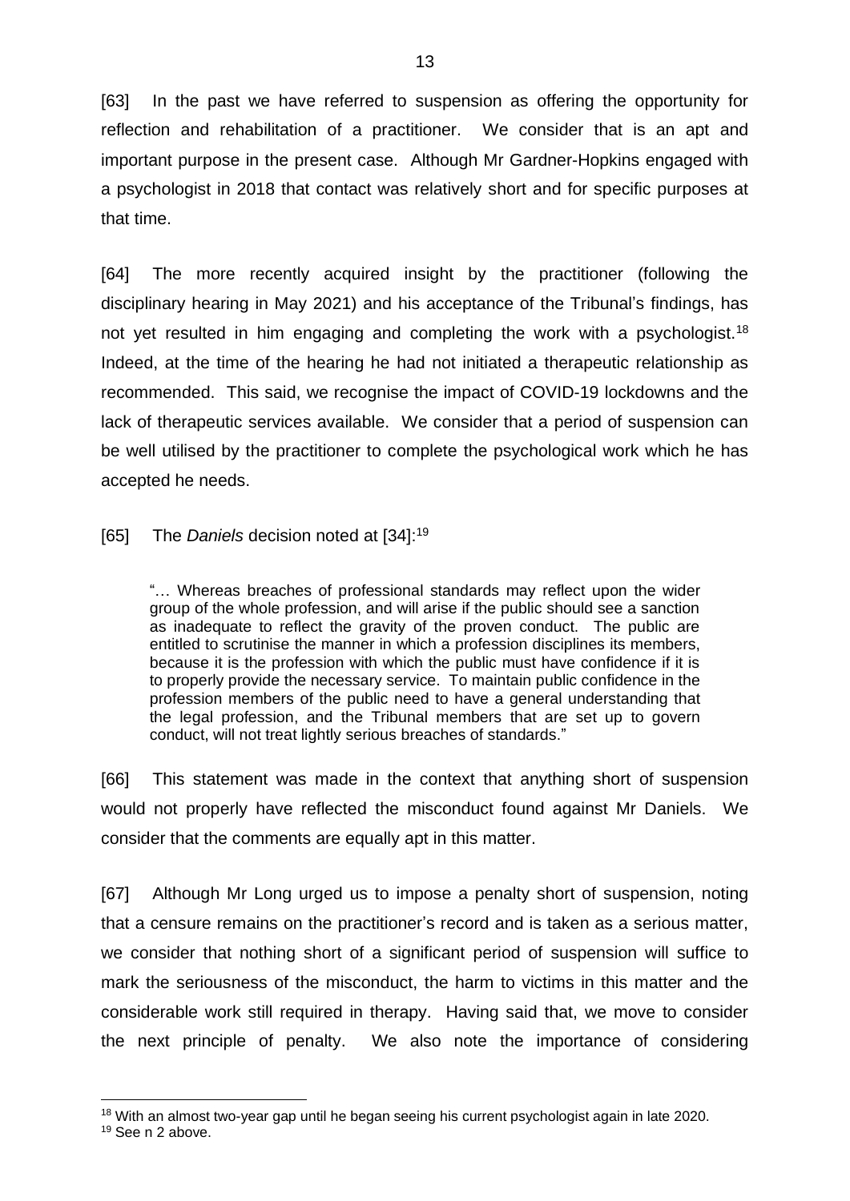[63] In the past we have referred to suspension as offering the opportunity for reflection and rehabilitation of a practitioner. We consider that is an apt and important purpose in the present case. Although Mr Gardner-Hopkins engaged with a psychologist in 2018 that contact was relatively short and for specific purposes at that time.

[64] The more recently acquired insight by the practitioner (following the disciplinary hearing in May 2021) and his acceptance of the Tribunal's findings, has not yet resulted in him engaging and completing the work with a psychologist.[18] Indeed, at the time of the hearing he had not initiated a therapeutic relationship as recommended. This said, we recognise the impact of COVID-19 lockdowns and the lack of therapeutic services available. We consider that a period of suspension can be well utilised by the practitioner to complete the psychological work which he has accepted he needs.

[65] The *Daniels* decision noted at [34]:[19]

> "… Whereas breaches of professional standards may reflect upon the wider group of the whole profession, and will arise if the public should see a sanction as inadequate to reflect the gravity of the proven conduct. The public are entitled to scrutinise the manner in which a profession disciplines its members, because it is the profession with which the public must have confidence if it is to properly provide the necessary service. To maintain public confidence in the profession members of the public need to have a general understanding that the legal profession, and the Tribunal members that are set up to govern conduct, will not treat lightly serious breaches of standards."

[66] This statement was made in the context that anything short of suspension would not properly have reflected the misconduct found against Mr Daniels. We consider that the comments are equally apt in this matter.

[67] Although Mr Long urged us to impose a penalty short of suspension, noting that a censure remains on the practitioner's record and is taken as a serious matter, we consider that nothing short of a significant period of suspension will suffice to mark the seriousness of the misconduct, the harm to victims in this matter and the considerable work still required in therapy. Having said that, we move to consider the next principle of penalty. We also note the importance of considering

---

[18] With an almost two-year gap until he began seeing his current psychologist again in late 2020.

[19] See n 2 above.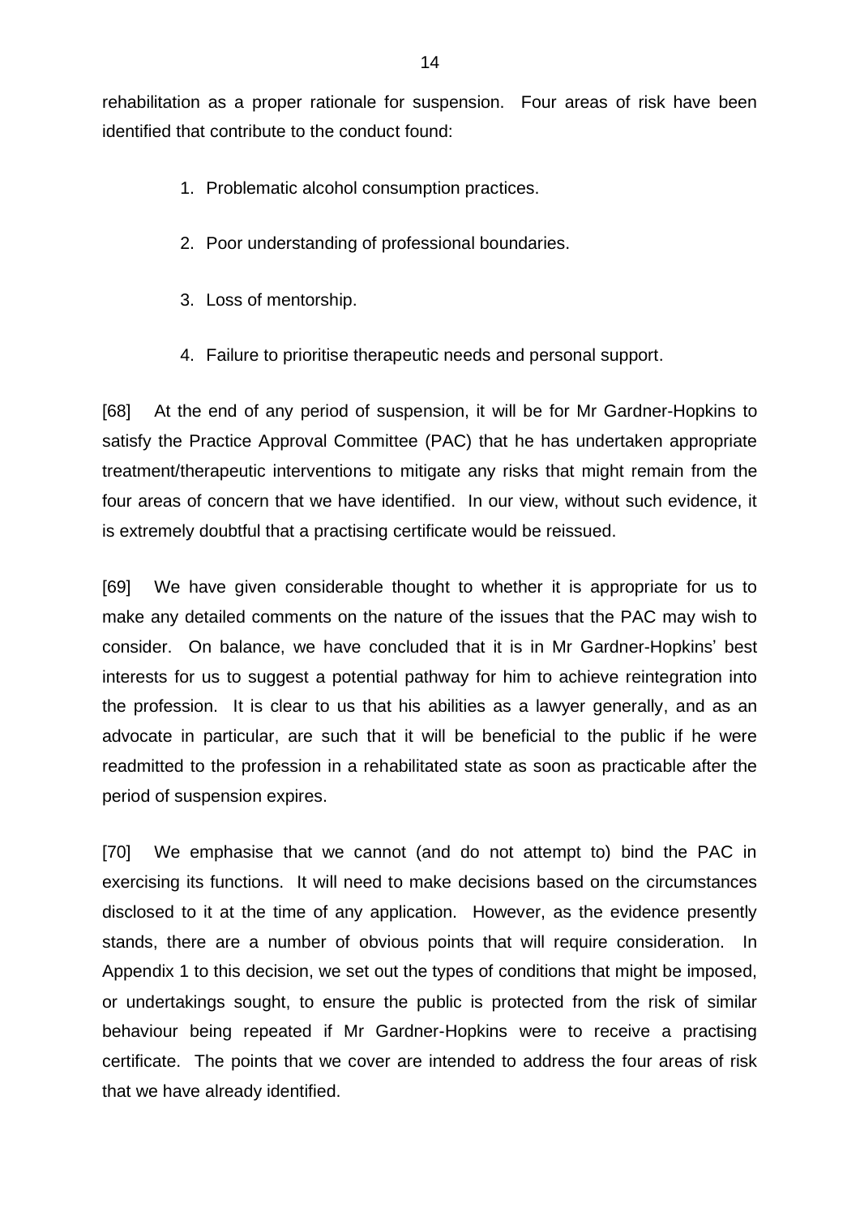rehabilitation as a proper rationale for suspension. Four areas of risk have been identified that contribute to the conduct found:

1. Problematic alcohol consumption practices.
2. Poor understanding of professional boundaries.
3. Loss of mentorship.
4. Failure to prioritise therapeutic needs and personal support.

[68] At the end of any period of suspension, it will be for Mr Gardner-Hopkins to satisfy the Practice Approval Committee (PAC) that he has undertaken appropriate treatment/therapeutic interventions to mitigate any risks that might remain from the four areas of concern that we have identified. In our view, without such evidence, it is extremely doubtful that a practising certificate would be reissued.

[69] We have given considerable thought to whether it is appropriate for us to make any detailed comments on the nature of the issues that the PAC may wish to consider. On balance, we have concluded that it is in Mr Gardner-Hopkins' best interests for us to suggest a potential pathway for him to achieve reintegration into the profession. It is clear to us that his abilities as a lawyer generally, and as an advocate in particular, are such that it will be beneficial to the public if he were readmitted to the profession in a rehabilitated state as soon as practicable after the period of suspension expires.

[70] We emphasise that we cannot (and do not attempt to) bind the PAC in exercising its functions. It will need to make decisions based on the circumstances disclosed to it at the time of any application. However, as the evidence presently stands, there are a number of obvious points that will require consideration. In Appendix 1 to this decision, we set out the types of conditions that might be imposed, or undertakings sought, to ensure the public is protected from the risk of similar behaviour being repeated if Mr Gardner-Hopkins were to receive a practising certificate. The points that we cover are intended to address the four areas of risk that we have already identified.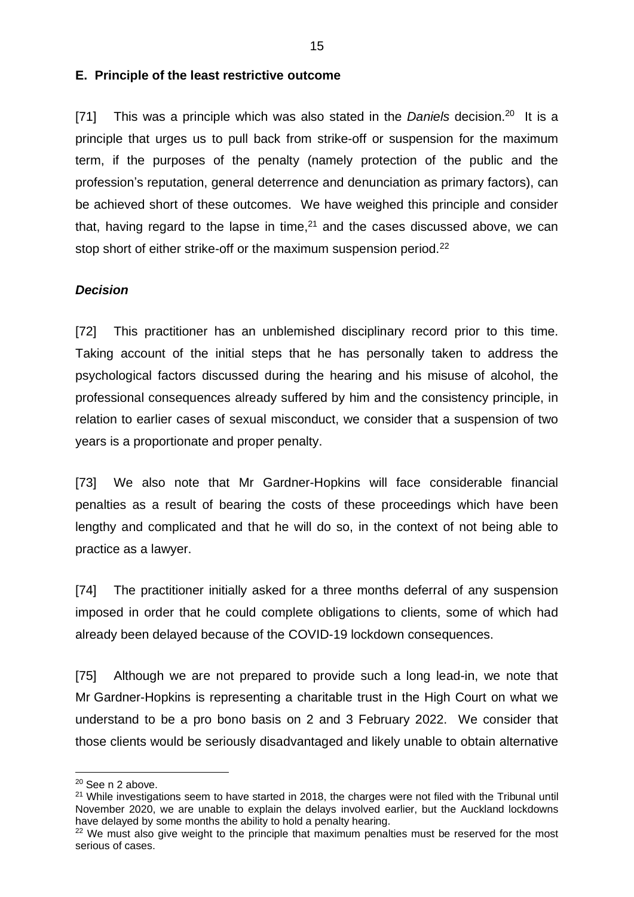## E. Principle of the least restrictive outcome

[71] This was a principle which was also stated in the *Daniels* decision.[20] It is a principle that urges us to pull back from strike-off or suspension for the maximum term, if the purposes of the penalty (namely protection of the public and the profession's reputation, general deterrence and denunciation as primary factors), can be achieved short of these outcomes. We have weighed this principle and consider that, having regard to the lapse in time,[21] and the cases discussed above, we can stop short of either strike-off or the maximum suspension period.[22]

### *Decision*

[72] This practitioner has an unblemished disciplinary record prior to this time. Taking account of the initial steps that he has personally taken to address the psychological factors discussed during the hearing and his misuse of alcohol, the professional consequences already suffered by him and the consistency principle, in relation to earlier cases of sexual misconduct, we consider that a suspension of two years is a proportionate and proper penalty.

[73] We also note that Mr Gardner-Hopkins will face considerable financial penalties as a result of bearing the costs of these proceedings which have been lengthy and complicated and that he will do so, in the context of not being able to practice as a lawyer.

[74] The practitioner initially asked for a three months deferral of any suspension imposed in order that he could complete obligations to clients, some of which had already been delayed because of the COVID-19 lockdown consequences.

[75] Although we are not prepared to provide such a long lead-in, we note that Mr Gardner-Hopkins is representing a charitable trust in the High Court on what we understand to be a pro bono basis on 2 and 3 February 2022. We consider that those clients would be seriously disadvantaged and likely unable to obtain alternative

---

[20] See n 2 above.

[21] While investigations seem to have started in 2018, the charges were not filed with the Tribunal until November 2020, we are unable to explain the delays involved earlier, but the Auckland lockdowns have delayed by some months the ability to hold a penalty hearing.

[22] We must also give weight to the principle that maximum penalties must be reserved for the most serious of cases.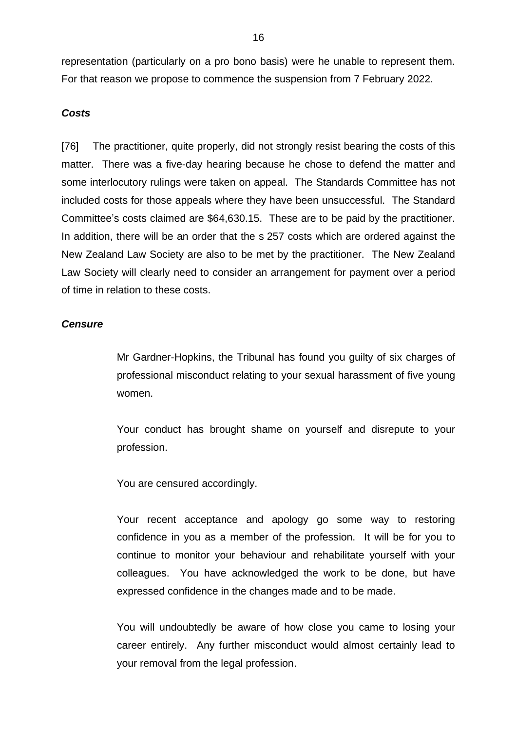representation (particularly on a pro bono basis) were he unable to represent them. For that reason we propose to commence the suspension from 7 February 2022.

### *Costs*

[76] The practitioner, quite properly, did not strongly resist bearing the costs of this matter. There was a five-day hearing because he chose to defend the matter and some interlocutory rulings were taken on appeal. The Standards Committee has not included costs for those appeals where they have been unsuccessful. The Standard Committee's costs claimed are $64,630.15. These are to be paid by the practitioner. In addition, there will be an order that the s 257 costs which are ordered against the New Zealand Law Society are also to be met by the practitioner. The New Zealand Law Society will clearly need to consider an arrangement for payment over a period of time in relation to these costs.

### *Censure*

> Mr Gardner-Hopkins, the Tribunal has found you guilty of six charges of professional misconduct relating to your sexual harassment of five young women.
>
> Your conduct has brought shame on yourself and disrepute to your profession.
>
> You are censured accordingly.
>
> Your recent acceptance and apology go some way to restoring confidence in you as a member of the profession. It will be for you to continue to monitor your behaviour and rehabilitate yourself with your colleagues. You have acknowledged the work to be done, but have expressed confidence in the changes made and to be made.
>
> You will undoubtedly be aware of how close you came to losing your career entirely. Any further misconduct would almost certainly lead to your removal from the legal profession.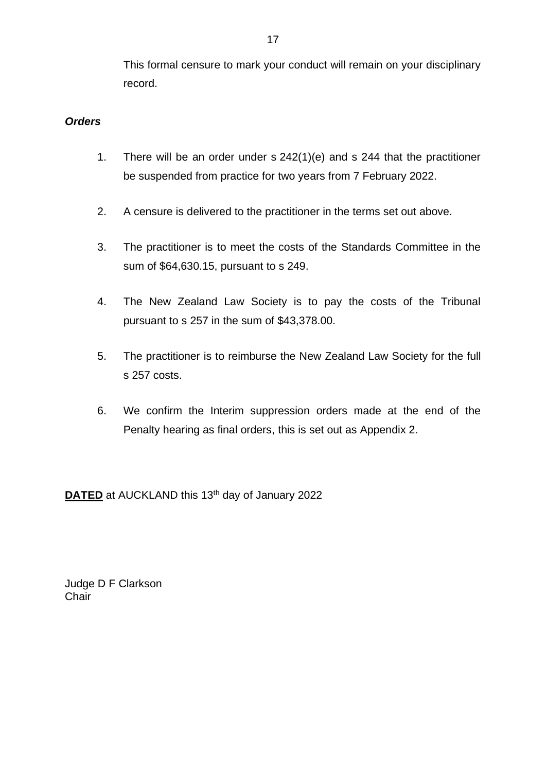This formal censure to mark your conduct will remain on your disciplinary record.

***Orders***

1. There will be an order under s 242(1)(e) and s 244 that the practitioner be suspended from practice for two years from 7 February 2022.

2. A censure is delivered to the practitioner in the terms set out above.

3. The practitioner is to meet the costs of the Standards Committee in the sum of $64,630.15, pursuant to s 249.

4. The New Zealand Law Society is to pay the costs of the Tribunal pursuant to s 257 in the sum of $43,378.00.

5. The practitioner is to reimburse the New Zealand Law Society for the full s 257 costs.

6. We confirm the Interim suppression orders made at the end of the Penalty hearing as final orders, this is set out as Appendix 2.

**DATED** at AUCKLAND this 13th day of January 2022

Judge D F Clarkson
Chair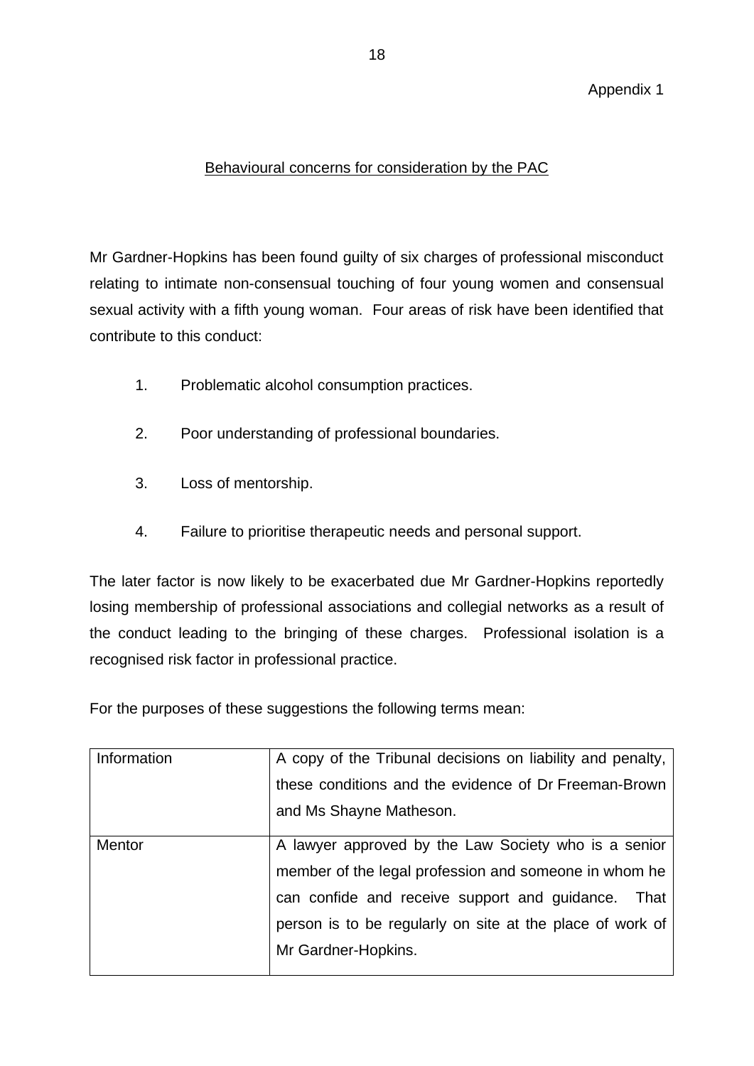Appendix 1

## Behavioural concerns for consideration by the PAC

Mr Gardner-Hopkins has been found guilty of six charges of professional misconduct relating to intimate non-consensual touching of four young women and consensual sexual activity with a fifth young woman. Four areas of risk have been identified that contribute to this conduct:

1. Problematic alcohol consumption practices.
2. Poor understanding of professional boundaries.
3. Loss of mentorship.
4. Failure to prioritise therapeutic needs and personal support.

The later factor is now likely to be exacerbated due Mr Gardner-Hopkins reportedly losing membership of professional associations and collegial networks as a result of the conduct leading to the bringing of these charges. Professional isolation is a recognised risk factor in professional practice.

For the purposes of these suggestions the following terms mean:

| | |
|---|---|
| Information | A copy of the Tribunal decisions on liability and penalty, these conditions and the evidence of Dr Freeman-Brown and Ms Shayne Matheson. |
| Mentor | A lawyer approved by the Law Society who is a senior member of the legal profession and someone in whom he can confide and receive support and guidance. That person is to be regularly on site at the place of work of Mr Gardner-Hopkins. |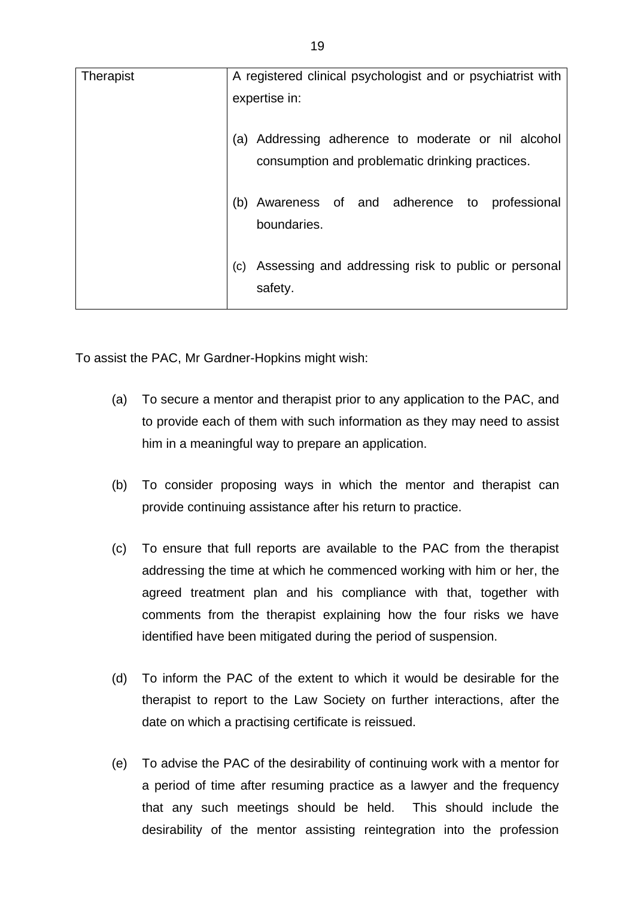| | |
|---|---|
| Therapist | A registered clinical psychologist and or psychiatrist with expertise in:<br><br>(a) Addressing adherence to moderate or nil alcohol consumption and problematic drinking practices.<br><br>(b) Awareness of and adherence to professional boundaries.<br><br>(c) Assessing and addressing risk to public or personal safety. |

To assist the PAC, Mr Gardner-Hopkins might wish:

(a) To secure a mentor and therapist prior to any application to the PAC, and to provide each of them with such information as they may need to assist him in a meaningful way to prepare an application.

(b) To consider proposing ways in which the mentor and therapist can provide continuing assistance after his return to practice.

(c) To ensure that full reports are available to the PAC from the therapist addressing the time at which he commenced working with him or her, the agreed treatment plan and his compliance with that, together with comments from the therapist explaining how the four risks we have identified have been mitigated during the period of suspension.

(d) To inform the PAC of the extent to which it would be desirable for the therapist to report to the Law Society on further interactions, after the date on which a practising certificate is reissued.

(e) To advise the PAC of the desirability of continuing work with a mentor for a period of time after resuming practice as a lawyer and the frequency that any such meetings should be held. This should include the desirability of the mentor assisting reintegration into the profession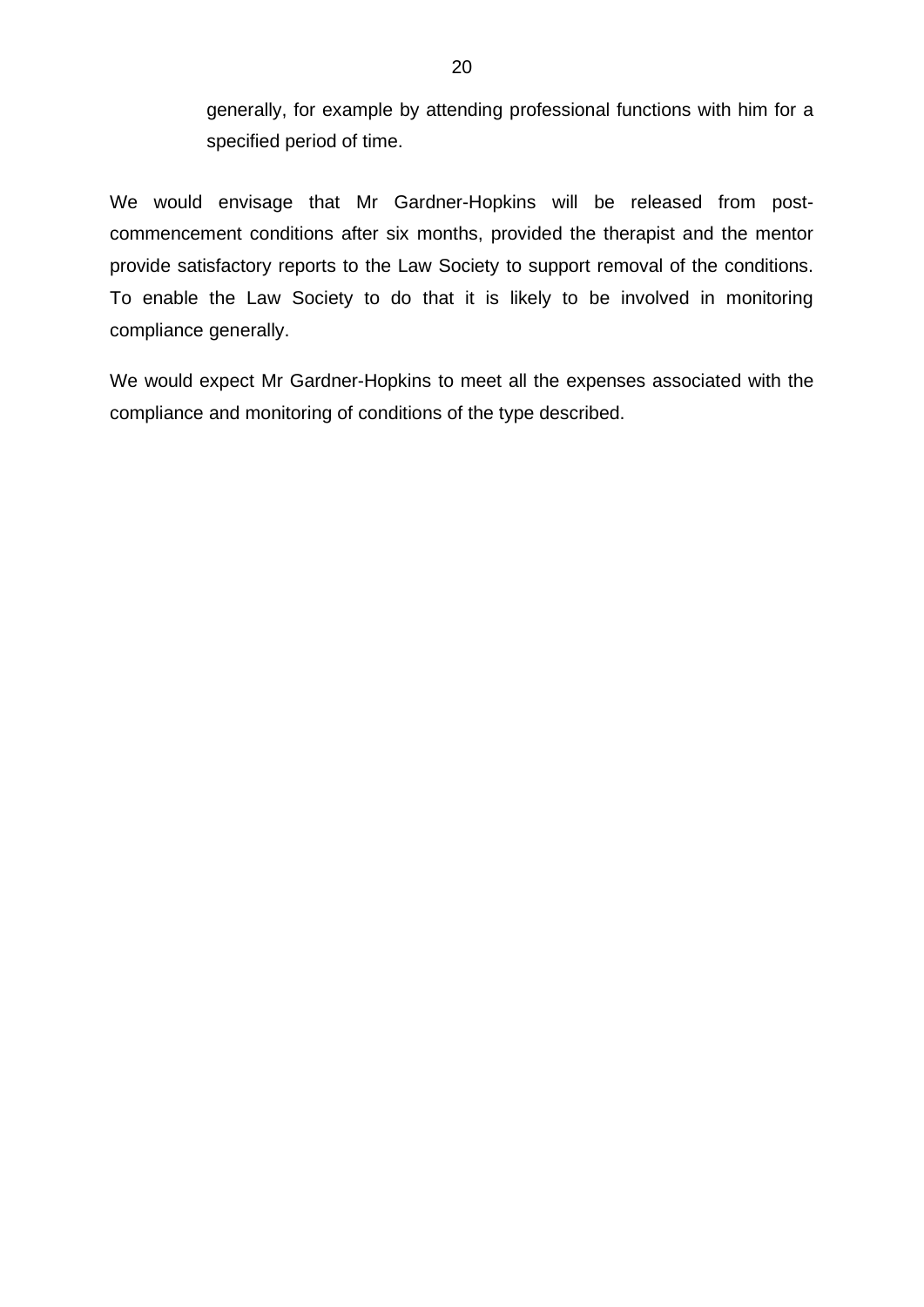generally, for example by attending professional functions with him for a specified period of time.

We would envisage that Mr Gardner-Hopkins will be released from post-commencement conditions after six months, provided the therapist and the mentor provide satisfactory reports to the Law Society to support removal of the conditions. To enable the Law Society to do that it is likely to be involved in monitoring compliance generally.

We would expect Mr Gardner-Hopkins to meet all the expenses associated with the compliance and monitoring of conditions of the type described.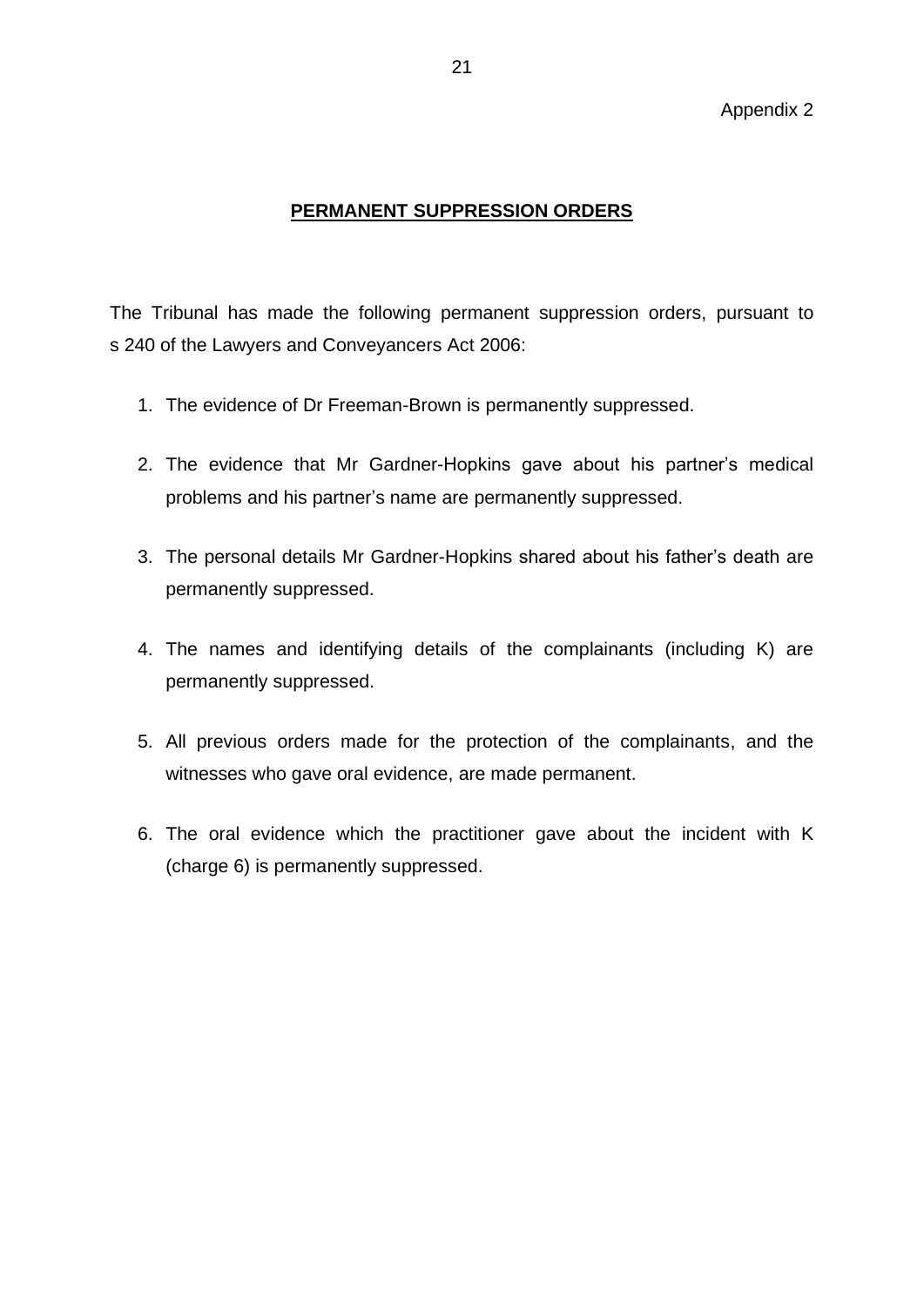Appendix 2

## PERMANENT SUPPRESSION ORDERS

The Tribunal has made the following permanent suppression orders, pursuant to s 240 of the Lawyers and Conveyancers Act 2006:

1. The evidence of Dr Freeman-Brown is permanently suppressed.
2. The evidence that Mr Gardner-Hopkins gave about his partner's medical problems and his partner's name are permanently suppressed.
3. The personal details Mr Gardner-Hopkins shared about his father's death are permanently suppressed.
4. The names and identifying details of the complainants (including K) are permanently suppressed.
5. All previous orders made for the protection of the complainants, and the witnesses who gave oral evidence, are made permanent.
6. The oral evidence which the practitioner gave about the incident with K (charge 6) is permanently suppressed.